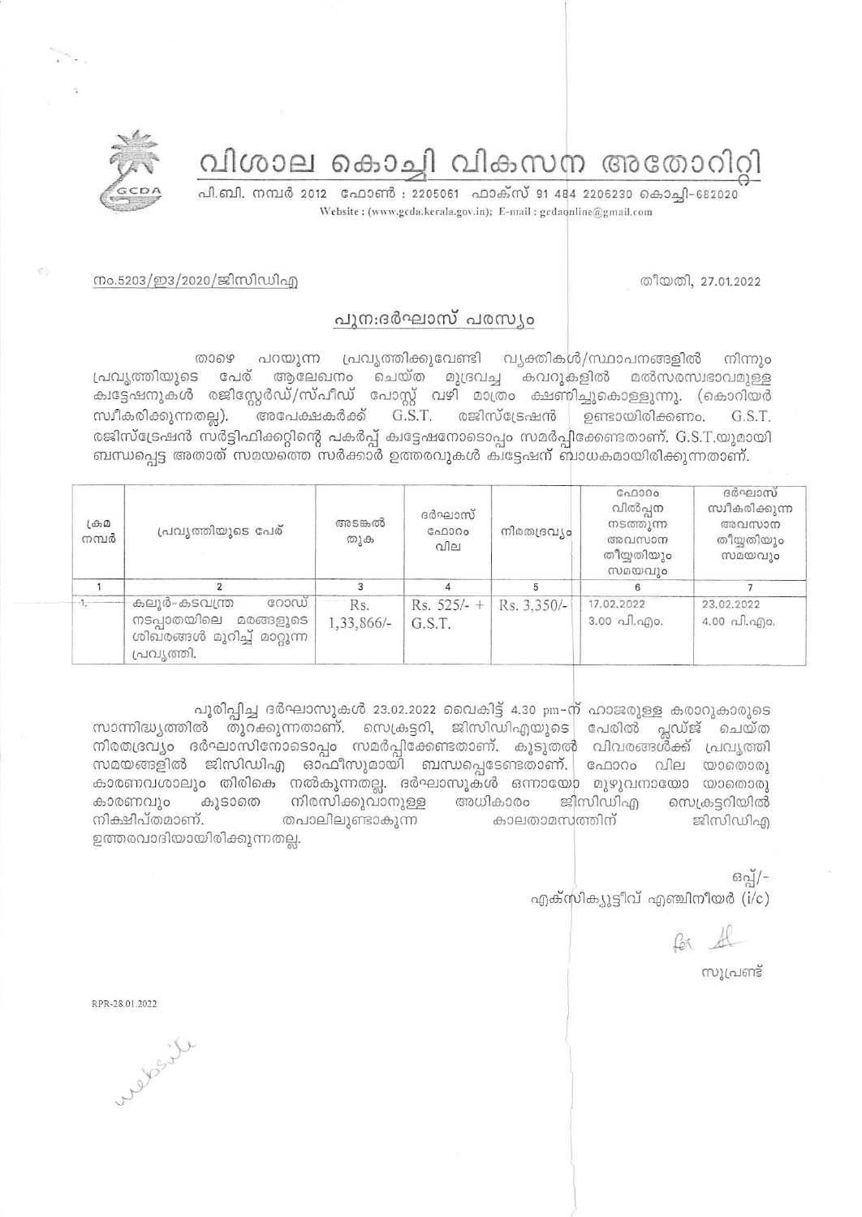# വിശാല കൊച്ചി വികസന അതോറിറ്റി

പി.ബി. നമ്പർ 2012 ഫോൺ : 2205061 ഫാക്സ് 91 484 2206230 കൊച്ചി-682020
Website : (www.gcda.kerala.gov.in); E-mail : gcdaonline@gmail.com

നം.5203/ഇ3/2020/ജിസിഡിഎ

തീയതി, 27.01.2022

## പുന:ദർഘാസ് പരസ്യം

താഴെ പറയുന്ന പ്രവൃത്തിക്കുവേണ്ടി വ്യക്തികൾ/സ്ഥാപനങ്ങളിൽ നിന്നും പ്രവൃത്തിയുടെ പേര് ആലേഖനം ചെയ്ത മുദ്രവച്ച കവറുകളിൽ മൽസരസ്വഭാവമുള്ള ക്വട്ടേഷനുകൾ രജിസ്റ്റേർഡ്/സ്പീഡ് പോസ്റ്റ് വഴി മാത്രം ക്ഷണിച്ചുകൊള്ളുന്നു. (കൊറിയർ സ്വീകരിക്കുന്നതല്ല). അപേക്ഷകർക്ക് G.S.T. രജിസ്ട്രേഷൻ ഉണ്ടായിരിക്കണം. G.S.T. രജിസ്ട്രേഷൻ സർട്ടിഫിക്കറ്റിന്റെ പകർപ്പ് ക്വട്ടേഷനോടൊപ്പം സമർപ്പിക്കേണ്ടതാണ്. G.S.T.യുമായി ബന്ധപ്പെട്ട അതാത് സമയത്തെ സർക്കാർ ഉത്തരവുകൾ ക്വട്ടേഷന് ബാധകമായിരിക്കുന്നതാണ്.

| ക്രമ നമ്പർ | പ്രവൃത്തിയുടെ പേര് | അടങ്കൽ തുക | ദർഘാസ് ഫോറം വില | നിരതദ്രവ്യം | ഫോറം വിൽപ്പന നടത്തുന്ന അവസാന തീയ്യതിയും സമയവും | ദർഘാസ് സ്വീകരിക്കുന്ന അവസാന തീയ്യതിയും സമയവും |
|---|---|---|---|---|---|---|
| 1 | 2 | 3 | 4 | 5 | 6 | 7 |
| 1. | കലൂർ-കടവന്ത്ര റോഡ് നടപ്പാതയിലെ മരങ്ങളുടെ ശിഖരങ്ങൾ മുറിച്ച് മാറ്റുന്ന പ്രവൃത്തി. | Rs. 1,33,866/- | Rs. 525/- + G.S.T. | Rs. 3,350/- | 17.02.2022 3.00 പി.എം. | 23.02.2022 4.00 പി.എം. |

പൂരിപ്പിച്ച ദർഘാസുകൾ 23.02.2022 വൈകിട്ട് 4.30 pm-ന് ഹാജരുള്ള കരാറുകാരുടെ സാന്നിദ്ധ്യത്തിൽ തുറക്കുന്നതാണ്. സെക്രട്ടറി, ജിസിഡിഎയുടെ പേരിൽ പ്ലഡ്ജ് ചെയ്ത നിരതദ്രവ്യം ദർഘാസിനോടൊപ്പം സമർപ്പിക്കേണ്ടതാണ്. കൂടുതൽ വിവരങ്ങൾക്ക് പ്രവൃത്തി സമയങ്ങളിൽ ജിസിഡിഎ ഓഫീസുമായി ബന്ധപ്പെടേണ്ടതാണ്. ഫോറം വില യാതൊരു കാരണവശാലും തിരികെ നൽകുന്നതല്ല. ദർഘാസുകൾ ഒന്നായോ മുഴുവനായോ യാതൊരു കാരണവും കൂടാതെ നിരസിക്കുവാനുള്ള അധികാരം ജിസിഡിഎ സെക്രട്ടറിയിൽ നിക്ഷിപ്തമാണ്. തപാലിലുണ്ടാകുന്ന കാലതാമസത്തിന് ജിസിഡിഎ ഉത്തരവാദിയായിരിക്കുന്നതല്ല.

ഒപ്പ്/-
എക്സിക്യൂട്ടീവ് എഞ്ചിനീയർ (i/c)

For
സൂപ്രണ്ട്

RPR-28.01.2022

website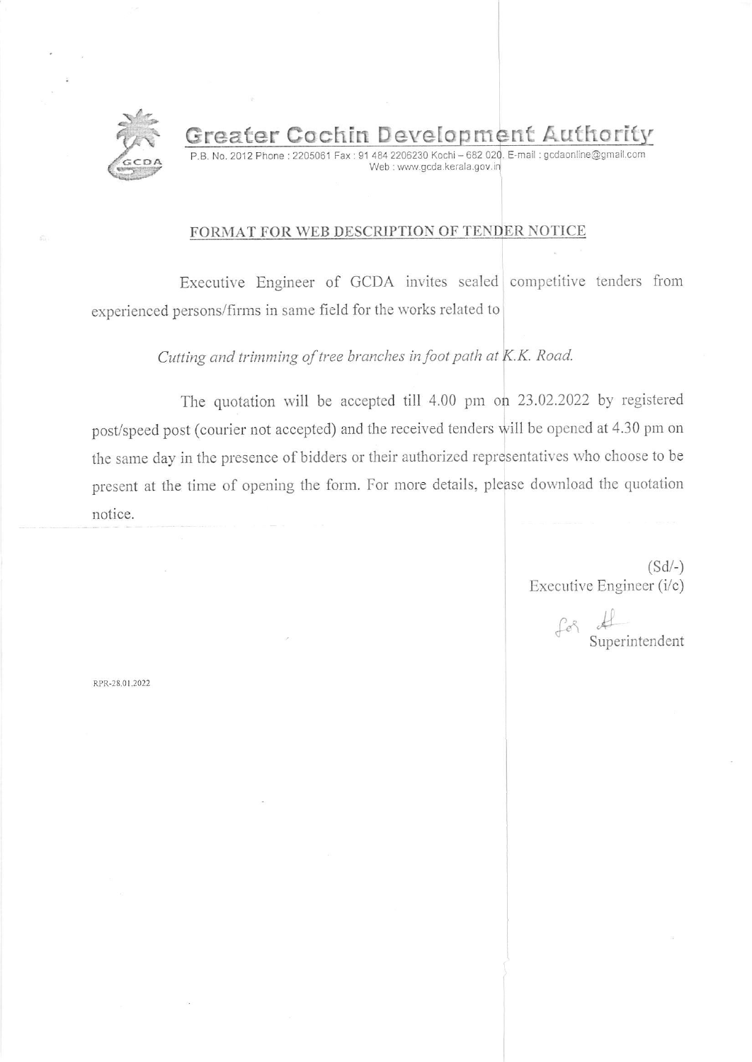# Greater Cochin Development Authority

P.B. No. 2012 Phone : 2205061 Fax : 91 484 2206230 Kochi – 682 020. E-mail : gcdaonline@gmail.com
Web : www.gcda.kerala.gov.in

## FORMAT FOR WEB DESCRIPTION OF TENDER NOTICE

Executive Engineer of GCDA invites sealed competitive tenders from experienced persons/firms in same field for the works related to

*Cutting and trimming of tree branches in foot path at K.K. Road.*

The quotation will be accepted till 4.00 pm on 23.02.2022 by registered post/speed post (courier not accepted) and the received tenders will be opened at 4.30 pm on the same day in the presence of bidders or their authorized representatives who choose to be present at the time of opening the form. For more details, please download the quotation notice.

(Sd/-)
Executive Engineer (i/c)

for
Superintendent

RPR-28.01.2022